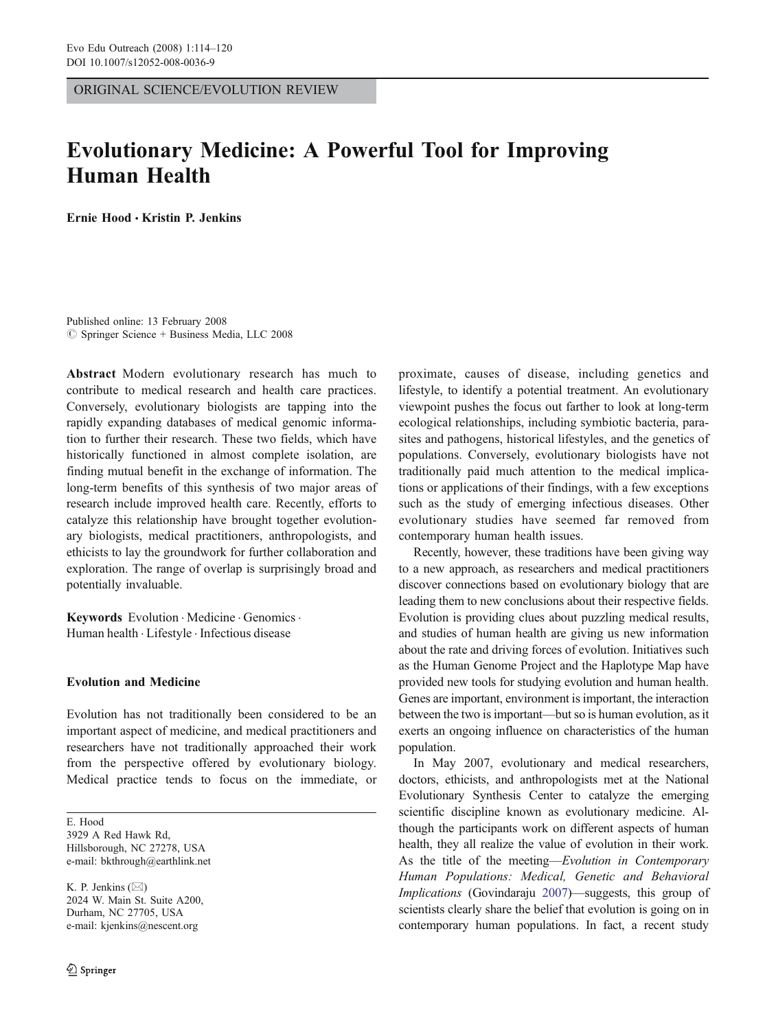ORIGINAL SCIENCE/EVOLUTION REVIEW

# Evolutionary Medicine: A Powerful Tool for Improving Human Health

**Ernie Hood · Kristin P. Jenkins**

Published online: 13 February 2008
© Springer Science + Business Media, LLC 2008

**Abstract** Modern evolutionary research has much to contribute to medical research and health care practices. Conversely, evolutionary biologists are tapping into the rapidly expanding databases of medical genomic information to further their research. These two fields, which have historically functioned in almost complete isolation, are finding mutual benefit in the exchange of information. The long-term benefits of this synthesis of two major areas of research include improved health care. Recently, efforts to catalyze this relationship have brought together evolutionary biologists, medical practitioners, anthropologists, and ethicists to lay the groundwork for further collaboration and exploration. The range of overlap is surprisingly broad and potentially invaluable.

**Keywords** Evolution · Medicine · Genomics · Human health · Lifestyle · Infectious disease

E. Hood
3929 A Red Hawk Rd,
Hillsborough, NC 27278, USA
e-mail: bkthrough@earthlink.net

K. P. Jenkins (✉)
2024 W. Main St. Suite A200,
Durham, NC 27705, USA
e-mail: kjenkins@nescent.org

## Evolution and Medicine

Evolution has not traditionally been considered to be an important aspect of medicine, and medical practitioners and researchers have not traditionally approached their work from the perspective offered by evolutionary biology. Medical practice tends to focus on the immediate, or proximate, causes of disease, including genetics and lifestyle, to identify a potential treatment. An evolutionary viewpoint pushes the focus out farther to look at long-term ecological relationships, including symbiotic bacteria, parasites and pathogens, historical lifestyles, and the genetics of populations. Conversely, evolutionary biologists have not traditionally paid much attention to the medical implications or applications of their findings, with a few exceptions such as the study of emerging infectious diseases. Other evolutionary studies have seemed far removed from contemporary human health issues.

Recently, however, these traditions have been giving way to a new approach, as researchers and medical practitioners discover connections based on evolutionary biology that are leading them to new conclusions about their respective fields. Evolution is providing clues about puzzling medical results, and studies of human health are giving us new information about the rate and driving forces of evolution. Initiatives such as the Human Genome Project and the Haplotype Map have provided new tools for studying evolution and human health. Genes are important, environment is important, the interaction between the two is important—but so is human evolution, as it exerts an ongoing influence on characteristics of the human population.

In May 2007, evolutionary and medical researchers, doctors, ethicists, and anthropologists met at the National Evolutionary Synthesis Center to catalyze the emerging scientific discipline known as evolutionary medicine. Although the participants work on different aspects of human health, they all realize the value of evolution in their work. As the title of the meeting—*Evolution in Contemporary Human Populations: Medical, Genetic and Behavioral Implications* (Govindaraju 2007)—suggests, this group of scientists clearly share the belief that evolution is going on in contemporary human populations. In fact, a recent study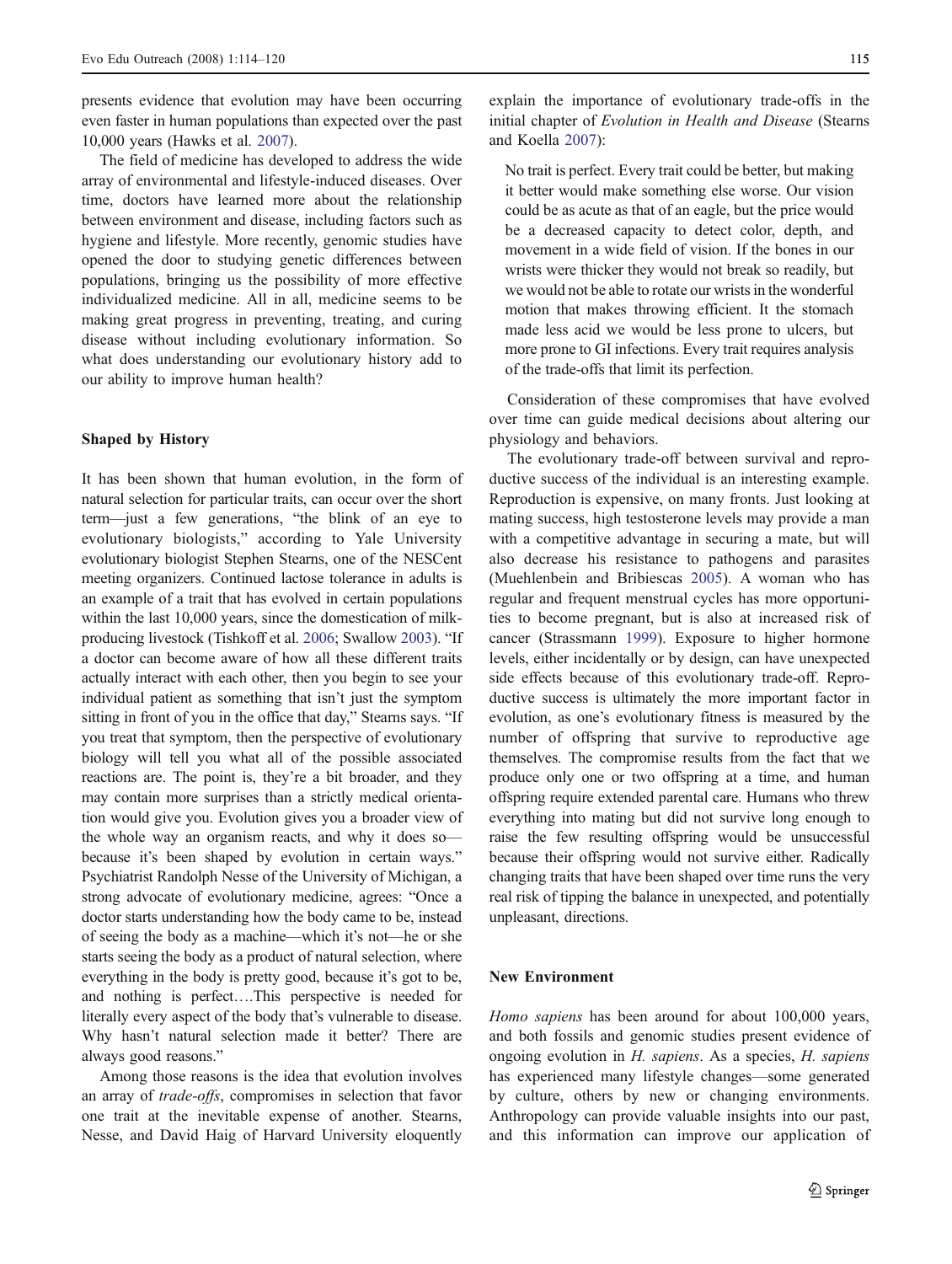presents evidence that evolution may have been occurring even faster in human populations than expected over the past 10,000 years (Hawks et al. 2007).

The field of medicine has developed to address the wide array of environmental and lifestyle-induced diseases. Over time, doctors have learned more about the relationship between environment and disease, including factors such as hygiene and lifestyle. More recently, genomic studies have opened the door to studying genetic differences between populations, bringing us the possibility of more effective individualized medicine. All in all, medicine seems to be making great progress in preventing, treating, and curing disease without including evolutionary information. So what does understanding our evolutionary history add to our ability to improve human health?

## Shaped by History

It has been shown that human evolution, in the form of natural selection for particular traits, can occur over the short term—just a few generations, "the blink of an eye to evolutionary biologists," according to Yale University evolutionary biologist Stephen Stearns, one of the NESCent meeting organizers. Continued lactose tolerance in adults is an example of a trait that has evolved in certain populations within the last 10,000 years, since the domestication of milk-producing livestock (Tishkoff et al. 2006; Swallow 2003). "If a doctor can become aware of how all these different traits actually interact with each other, then you begin to see your individual patient as something that isn't just the symptom sitting in front of you in the office that day," Stearns says. "If you treat that symptom, then the perspective of evolutionary biology will tell you what all of the possible associated reactions are. The point is, they're a bit broader, and they may contain more surprises than a strictly medical orientation would give you. Evolution gives you a broader view of the whole way an organism reacts, and why it does so—because it's been shaped by evolution in certain ways." Psychiatrist Randolph Nesse of the University of Michigan, a strong advocate of evolutionary medicine, agrees: "Once a doctor starts understanding how the body came to be, instead of seeing the body as a machine—which it's not—he or she starts seeing the body as a product of natural selection, where everything in the body is pretty good, because it's got to be, and nothing is perfect….This perspective is needed for literally every aspect of the body that's vulnerable to disease. Why hasn't natural selection made it better? There are always good reasons."

Among those reasons is the idea that evolution involves an array of *trade-offs*, compromises in selection that favor one trait at the inevitable expense of another. Stearns, Nesse, and David Haig of Harvard University eloquently explain the importance of evolutionary trade-offs in the initial chapter of *Evolution in Health and Disease* (Stearns and Koella 2007):

> No trait is perfect. Every trait could be better, but making it better would make something else worse. Our vision could be as acute as that of an eagle, but the price would be a decreased capacity to detect color, depth, and movement in a wide field of vision. If the bones in our wrists were thicker they would not break so readily, but we would not be able to rotate our wrists in the wonderful motion that makes throwing efficient. It the stomach made less acid we would be less prone to ulcers, but more prone to GI infections. Every trait requires analysis of the trade-offs that limit its perfection.

Consideration of these compromises that have evolved over time can guide medical decisions about altering our physiology and behaviors.

The evolutionary trade-off between survival and reproductive success of the individual is an interesting example. Reproduction is expensive, on many fronts. Just looking at mating success, high testosterone levels may provide a man with a competitive advantage in securing a mate, but will also decrease his resistance to pathogens and parasites (Muehlenbein and Bribiescas 2005). A woman who has regular and frequent menstrual cycles has more opportunities to become pregnant, but is also at increased risk of cancer (Strassmann 1999). Exposure to higher hormone levels, either incidentally or by design, can have unexpected side effects because of this evolutionary trade-off. Reproductive success is ultimately the more important factor in evolution, as one's evolutionary fitness is measured by the number of offspring that survive to reproductive age themselves. The compromise results from the fact that we produce only one or two offspring at a time, and human offspring require extended parental care. Humans who threw everything into mating but did not survive long enough to raise the few resulting offspring would be unsuccessful because their offspring would not survive either. Radically changing traits that have been shaped over time runs the very real risk of tipping the balance in unexpected, and potentially unpleasant, directions.

## New Environment

*Homo sapiens* has been around for about 100,000 years, and both fossils and genomic studies present evidence of ongoing evolution in *H. sapiens*. As a species, *H. sapiens* has experienced many lifestyle changes—some generated by culture, others by new or changing environments. Anthropology can provide valuable insights into our past, and this information can improve our application of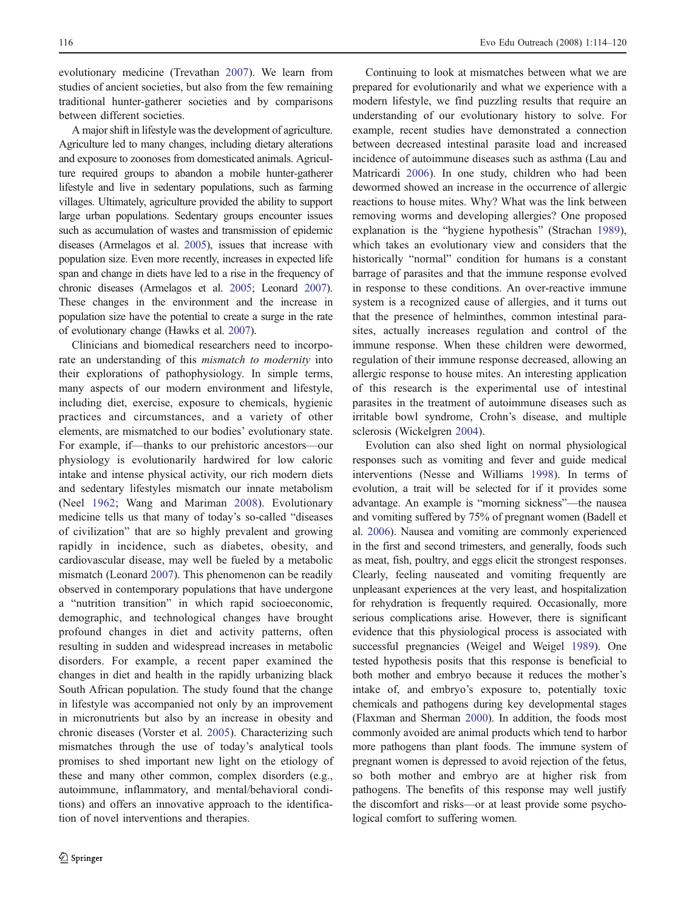evolutionary medicine (Trevathan 2007). We learn from studies of ancient societies, but also from the few remaining traditional hunter-gatherer societies and by comparisons between different societies.

A major shift in lifestyle was the development of agriculture. Agriculture led to many changes, including dietary alterations and exposure to zoonoses from domesticated animals. Agriculture required groups to abandon a mobile hunter-gatherer lifestyle and live in sedentary populations, such as farming villages. Ultimately, agriculture provided the ability to support large urban populations. Sedentary groups encounter issues such as accumulation of wastes and transmission of epidemic diseases (Armelagos et al. 2005), issues that increase with population size. Even more recently, increases in expected life span and change in diets have led to a rise in the frequency of chronic diseases (Armelagos et al. 2005; Leonard 2007). These changes in the environment and the increase in population size have the potential to create a surge in the rate of evolutionary change (Hawks et al. 2007).

Clinicians and biomedical researchers need to incorporate an understanding of this *mismatch to modernity* into their explorations of pathophysiology. In simple terms, many aspects of our modern environment and lifestyle, including diet, exercise, exposure to chemicals, hygienic practices and circumstances, and a variety of other elements, are mismatched to our bodies' evolutionary state. For example, if—thanks to our prehistoric ancestors—our physiology is evolutionarily hardwired for low caloric intake and intense physical activity, our rich modern diets and sedentary lifestyles mismatch our innate metabolism (Neel 1962; Wang and Mariman 2008). Evolutionary medicine tells us that many of today's so-called "diseases of civilization" that are so highly prevalent and growing rapidly in incidence, such as diabetes, obesity, and cardiovascular disease, may well be fueled by a metabolic mismatch (Leonard 2007). This phenomenon can be readily observed in contemporary populations that have undergone a "nutrition transition" in which rapid socioeconomic, demographic, and technological changes have brought profound changes in diet and activity patterns, often resulting in sudden and widespread increases in metabolic disorders. For example, a recent paper examined the changes in diet and health in the rapidly urbanizing black South African population. The study found that the change in lifestyle was accompanied not only by an improvement in micronutrients but also by an increase in obesity and chronic diseases (Vorster et al. 2005). Characterizing such mismatches through the use of today's analytical tools promises to shed important new light on the etiology of these and many other common, complex disorders (e.g., autoimmune, inflammatory, and mental/behavioral conditions) and offers an innovative approach to the identification of novel interventions and therapies.

Continuing to look at mismatches between what we are prepared for evolutionarily and what we experience with a modern lifestyle, we find puzzling results that require an understanding of our evolutionary history to solve. For example, recent studies have demonstrated a connection between decreased intestinal parasite load and increased incidence of autoimmune diseases such as asthma (Lau and Matricardi 2006). In one study, children who had been dewormed showed an increase in the occurrence of allergic reactions to house mites. Why? What was the link between removing worms and developing allergies? One proposed explanation is the "hygiene hypothesis" (Strachan 1989), which takes an evolutionary view and considers that the historically "normal" condition for humans is a constant barrage of parasites and that the immune response evolved in response to these conditions. An over-reactive immune system is a recognized cause of allergies, and it turns out that the presence of helminthes, common intestinal parasites, actually increases regulation and control of the immune response. When these children were dewormed, regulation of their immune response decreased, allowing an allergic response to house mites. An interesting application of this research is the experimental use of intestinal parasites in the treatment of autoimmune diseases such as irritable bowl syndrome, Crohn's disease, and multiple sclerosis (Wickelgren 2004).

Evolution can also shed light on normal physiological responses such as vomiting and fever and guide medical interventions (Nesse and Williams 1998). In terms of evolution, a trait will be selected for if it provides some advantage. An example is "morning sickness"—the nausea and vomiting suffered by 75% of pregnant women (Badell et al. 2006). Nausea and vomiting are commonly experienced in the first and second trimesters, and generally, foods such as meat, fish, poultry, and eggs elicit the strongest responses. Clearly, feeling nauseated and vomiting frequently are unpleasant experiences at the very least, and hospitalization for rehydration is frequently required. Occasionally, more serious complications arise. However, there is significant evidence that this physiological process is associated with successful pregnancies (Weigel and Weigel 1989). One tested hypothesis posits that this response is beneficial to both mother and embryo because it reduces the mother's intake of, and embryo's exposure to, potentially toxic chemicals and pathogens during key developmental stages (Flaxman and Sherman 2000). In addition, the foods most commonly avoided are animal products which tend to harbor more pathogens than plant foods. The immune system of pregnant women is depressed to avoid rejection of the fetus, so both mother and embryo are at higher risk from pathogens. The benefits of this response may well justify the discomfort and risks—or at least provide some psychological comfort to suffering women.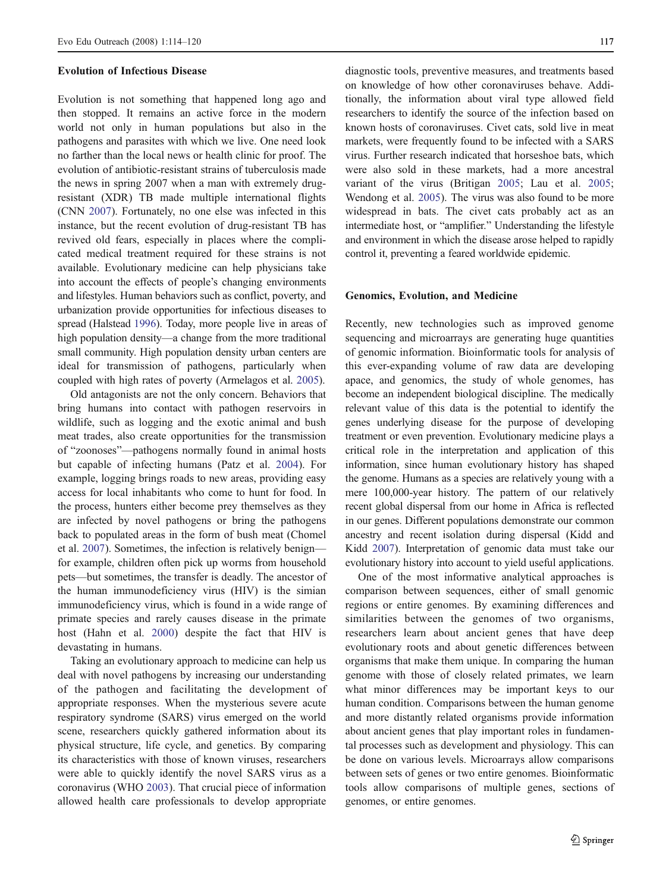### Evolution of Infectious Disease

Evolution is not something that happened long ago and then stopped. It remains an active force in the modern world not only in human populations but also in the pathogens and parasites with which we live. One need look no farther than the local news or health clinic for proof. The evolution of antibiotic-resistant strains of tuberculosis made the news in spring 2007 when a man with extremely drug-resistant (XDR) TB made multiple international flights (CNN 2007). Fortunately, no one else was infected in this instance, but the recent evolution of drug-resistant TB has revived old fears, especially in places where the complicated medical treatment required for these strains is not available. Evolutionary medicine can help physicians take into account the effects of people's changing environments and lifestyles. Human behaviors such as conflict, poverty, and urbanization provide opportunities for infectious diseases to spread (Halstead 1996). Today, more people live in areas of high population density—a change from the more traditional small community. High population density urban centers are ideal for transmission of pathogens, particularly when coupled with high rates of poverty (Armelagos et al. 2005).

Old antagonists are not the only concern. Behaviors that bring humans into contact with pathogen reservoirs in wildlife, such as logging and the exotic animal and bush meat trades, also create opportunities for the transmission of "zoonoses"—pathogens normally found in animal hosts but capable of infecting humans (Patz et al. 2004). For example, logging brings roads to new areas, providing easy access for local inhabitants who come to hunt for food. In the process, hunters either become prey themselves as they are infected by novel pathogens or bring the pathogens back to populated areas in the form of bush meat (Chomel et al. 2007). Sometimes, the infection is relatively benign—for example, children often pick up worms from household pets—but sometimes, the transfer is deadly. The ancestor of the human immunodeficiency virus (HIV) is the simian immunodeficiency virus, which is found in a wide range of primate species and rarely causes disease in the primate host (Hahn et al. 2000) despite the fact that HIV is devastating in humans.

Taking an evolutionary approach to medicine can help us deal with novel pathogens by increasing our understanding of the pathogen and facilitating the development of appropriate responses. When the mysterious severe acute respiratory syndrome (SARS) virus emerged on the world scene, researchers quickly gathered information about its physical structure, life cycle, and genetics. By comparing its characteristics with those of known viruses, researchers were able to quickly identify the novel SARS virus as a coronavirus (WHO 2003). That crucial piece of information allowed health care professionals to develop appropriate diagnostic tools, preventive measures, and treatments based on knowledge of how other coronaviruses behave. Additionally, the information about viral type allowed field researchers to identify the source of the infection based on known hosts of coronaviruses. Civet cats, sold live in meat markets, were frequently found to be infected with a SARS virus. Further research indicated that horseshoe bats, which were also sold in these markets, had a more ancestral variant of the virus (Britigan 2005; Lau et al. 2005; Wendong et al. 2005). The virus was also found to be more widespread in bats. The civet cats probably act as an intermediate host, or "amplifier." Understanding the lifestyle and environment in which the disease arose helped to rapidly control it, preventing a feared worldwide epidemic.

### Genomics, Evolution, and Medicine

Recently, new technologies such as improved genome sequencing and microarrays are generating huge quantities of genomic information. Bioinformatic tools for analysis of this ever-expanding volume of raw data are developing apace, and genomics, the study of whole genomes, has become an independent biological discipline. The medically relevant value of this data is the potential to identify the genes underlying disease for the purpose of developing treatment or even prevention. Evolutionary medicine plays a critical role in the interpretation and application of this information, since human evolutionary history has shaped the genome. Humans as a species are relatively young with a mere 100,000-year history. The pattern of our relatively recent global dispersal from our home in Africa is reflected in our genes. Different populations demonstrate our common ancestry and recent isolation during dispersal (Kidd and Kidd 2007). Interpretation of genomic data must take our evolutionary history into account to yield useful applications.

One of the most informative analytical approaches is comparison between sequences, either of small genomic regions or entire genomes. By examining differences and similarities between the genomes of two organisms, researchers learn about ancient genes that have deep evolutionary roots and about genetic differences between organisms that make them unique. In comparing the human genome with those of closely related primates, we learn what minor differences may be important keys to our human condition. Comparisons between the human genome and more distantly related organisms provide information about ancient genes that play important roles in fundamental processes such as development and physiology. This can be done on various levels. Microarrays allow comparisons between sets of genes or two entire genomes. Bioinformatic tools allow comparisons of multiple genes, sections of genomes, or entire genomes.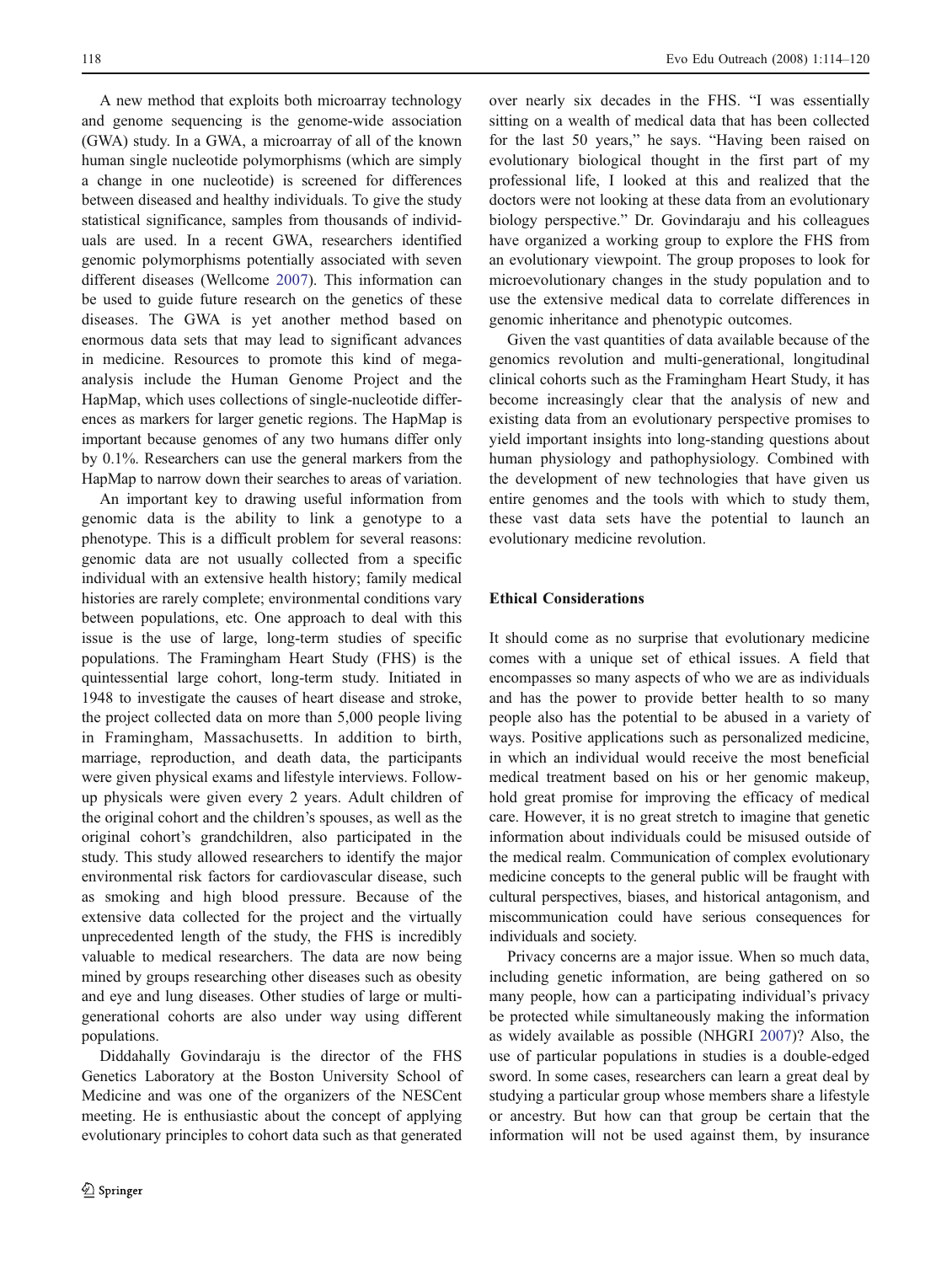A new method that exploits both microarray technology and genome sequencing is the genome-wide association (GWA) study. In a GWA, a microarray of all of the known human single nucleotide polymorphisms (which are simply a change in one nucleotide) is screened for differences between diseased and healthy individuals. To give the study statistical significance, samples from thousands of individuals are used. In a recent GWA, researchers identified genomic polymorphisms potentially associated with seven different diseases (Wellcome 2007). This information can be used to guide future research on the genetics of these diseases. The GWA is yet another method based on enormous data sets that may lead to significant advances in medicine. Resources to promote this kind of mega-analysis include the Human Genome Project and the HapMap, which uses collections of single-nucleotide differences as markers for larger genetic regions. The HapMap is important because genomes of any two humans differ only by 0.1%. Researchers can use the general markers from the HapMap to narrow down their searches to areas of variation.

An important key to drawing useful information from genomic data is the ability to link a genotype to a phenotype. This is a difficult problem for several reasons: genomic data are not usually collected from a specific individual with an extensive health history; family medical histories are rarely complete; environmental conditions vary between populations, etc. One approach to deal with this issue is the use of large, long-term studies of specific populations. The Framingham Heart Study (FHS) is the quintessential large cohort, long-term study. Initiated in 1948 to investigate the causes of heart disease and stroke, the project collected data on more than 5,000 people living in Framingham, Massachusetts. In addition to birth, marriage, reproduction, and death data, the participants were given physical exams and lifestyle interviews. Follow-up physicals were given every 2 years. Adult children of the original cohort and the children's spouses, as well as the original cohort's grandchildren, also participated in the study. This study allowed researchers to identify the major environmental risk factors for cardiovascular disease, such as smoking and high blood pressure. Because of the extensive data collected for the project and the virtually unprecedented length of the study, the FHS is incredibly valuable to medical researchers. The data are now being mined by groups researching other diseases such as obesity and eye and lung diseases. Other studies of large or multi-generational cohorts are also under way using different populations.

Diddahally Govindaraju is the director of the FHS Genetics Laboratory at the Boston University School of Medicine and was one of the organizers of the NESCent meeting. He is enthusiastic about the concept of applying evolutionary principles to cohort data such as that generated over nearly six decades in the FHS. "I was essentially sitting on a wealth of medical data that has been collected for the last 50 years," he says. "Having been raised on evolutionary biological thought in the first part of my professional life, I looked at this and realized that the doctors were not looking at these data from an evolutionary biology perspective." Dr. Govindaraju and his colleagues have organized a working group to explore the FHS from an evolutionary viewpoint. The group proposes to look for microevolutionary changes in the study population and to use the extensive medical data to correlate differences in genomic inheritance and phenotypic outcomes.

Given the vast quantities of data available because of the genomics revolution and multi-generational, longitudinal clinical cohorts such as the Framingham Heart Study, it has become increasingly clear that the analysis of new and existing data from an evolutionary perspective promises to yield important insights into long-standing questions about human physiology and pathophysiology. Combined with the development of new technologies that have given us entire genomes and the tools with which to study them, these vast data sets have the potential to launch an evolutionary medicine revolution.

## Ethical Considerations

It should come as no surprise that evolutionary medicine comes with a unique set of ethical issues. A field that encompasses so many aspects of who we are as individuals and has the power to provide better health to so many people also has the potential to be abused in a variety of ways. Positive applications such as personalized medicine, in which an individual would receive the most beneficial medical treatment based on his or her genomic makeup, hold great promise for improving the efficacy of medical care. However, it is no great stretch to imagine that genetic information about individuals could be misused outside of the medical realm. Communication of complex evolutionary medicine concepts to the general public will be fraught with cultural perspectives, biases, and historical antagonism, and miscommunication could have serious consequences for individuals and society.

Privacy concerns are a major issue. When so much data, including genetic information, are being gathered on so many people, how can a participating individual's privacy be protected while simultaneously making the information as widely available as possible (NHGRI 2007)? Also, the use of particular populations in studies is a double-edged sword. In some cases, researchers can learn a great deal by studying a particular group whose members share a lifestyle or ancestry. But how can that group be certain that the information will not be used against them, by insurance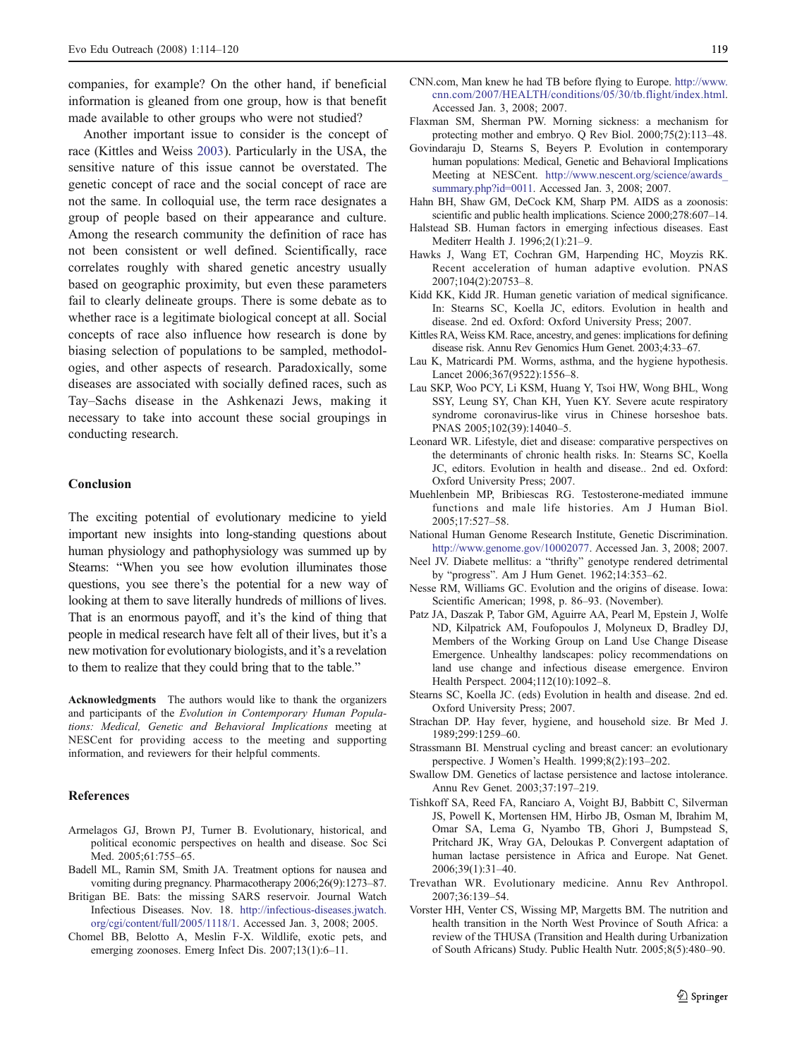companies, for example? On the other hand, if beneficial information is gleaned from one group, how is that benefit made available to other groups who were not studied?

Another important issue to consider is the concept of race (Kittles and Weiss 2003). Particularly in the USA, the sensitive nature of this issue cannot be overstated. The genetic concept of race and the social concept of race are not the same. In colloquial use, the term race designates a group of people based on their appearance and culture. Among the research community the definition of race has not been consistent or well defined. Scientifically, race correlates roughly with shared genetic ancestry usually based on geographic proximity, but even these parameters fail to clearly delineate groups. There is some debate as to whether race is a legitimate biological concept at all. Social concepts of race also influence how research is done by biasing selection of populations to be sampled, methodologies, and other aspects of research. Paradoxically, some diseases are associated with socially defined races, such as Tay–Sachs disease in the Ashkenazi Jews, making it necessary to take into account these social groupings in conducting research.

## Conclusion

The exciting potential of evolutionary medicine to yield important new insights into long-standing questions about human physiology and pathophysiology was summed up by Stearns: "When you see how evolution illuminates those questions, you see there's the potential for a new way of looking at them to save literally hundreds of millions of lives. That is an enormous payoff, and it's the kind of thing that people in medical research have felt all of their lives, but it's a new motivation for evolutionary biologists, and it's a revelation to them to realize that they could bring that to the table."

**Acknowledgments** The authors would like to thank the organizers and participants of the *Evolution in Contemporary Human Populations: Medical, Genetic and Behavioral Implications* meeting at NESCent for providing access to the meeting and supporting information, and reviewers for their helpful comments.

## References

Armelagos GJ, Brown PJ, Turner B. Evolutionary, historical, and political economic perspectives on health and disease. Soc Sci Med. 2005;61:755–65.

Badell ML, Ramin SM, Smith JA. Treatment options for nausea and vomiting during pregnancy. Pharmacotherapy 2006;26(9):1273–87.

Britigan BE. Bats: the missing SARS reservoir. Journal Watch Infectious Diseases. Nov. 18. http://infectious-diseases.jwatch.org/cgi/content/full/2005/1118/1. Accessed Jan. 3, 2008; 2005.

Chomel BB, Belotto A, Meslin F-X. Wildlife, exotic pets, and emerging zoonoses. Emerg Infect Dis. 2007;13(1):6–11.

CNN.com, Man knew he had TB before flying to Europe. http://www.cnn.com/2007/HEALTH/conditions/05/30/tb.flight/index.html. Accessed Jan. 3, 2008; 2007.

Flaxman SM, Sherman PW. Morning sickness: a mechanism for protecting mother and embryo. Q Rev Biol. 2000;75(2):113–48.

Govindaraju D, Stearns S, Beyers P. Evolution in contemporary human populations: Medical, Genetic and Behavioral Implications Meeting at NESCent. http://www.nescent.org/science/awards_summary.php?id=0011. Accessed Jan. 3, 2008; 2007.

Hahn BH, Shaw GM, DeCock KM, Sharp PM. AIDS as a zoonosis: scientific and public health implications. Science 2000;278:607–14.

Halstead SB. Human factors in emerging infectious diseases. East Mediterr Health J. 1996;2(1):21–9.

Hawks J, Wang ET, Cochran GM, Harpending HC, Moyzis RK. Recent acceleration of human adaptive evolution. PNAS 2007;104(2):20753–8.

Kidd KK, Kidd JR. Human genetic variation of medical significance. In: Stearns SC, Koella JC, editors. Evolution in health and disease. 2nd ed. Oxford: Oxford University Press; 2007.

Kittles RA, Weiss KM. Race, ancestry, and genes: implications for defining disease risk. Annu Rev Genomics Hum Genet. 2003;4:33–67.

Lau K, Matricardi PM. Worms, asthma, and the hygiene hypothesis. Lancet 2006;367(9522):1556–8.

Lau SKP, Woo PCY, Li KSM, Huang Y, Tsoi HW, Wong BHL, Wong SSY, Leung SY, Chan KH, Yuen KY. Severe acute respiratory syndrome coronavirus-like virus in Chinese horseshoe bats. PNAS 2005;102(39):14040–5.

Leonard WR. Lifestyle, diet and disease: comparative perspectives on the determinants of chronic health risks. In: Stearns SC, Koella JC, editors. Evolution in health and disease.. 2nd ed. Oxford: Oxford University Press; 2007.

Muehlenbein MP, Bribiescas RG. Testosterone-mediated immune functions and male life histories. Am J Human Biol. 2005;17:527–58.

National Human Genome Research Institute, Genetic Discrimination. http://www.genome.gov/10002077. Accessed Jan. 3, 2008; 2007.

Neel JV. Diabete mellitus: a "thrifty" genotype rendered detrimental by "progress". Am J Hum Genet. 1962;14:353–62.

Nesse RM, Williams GC. Evolution and the origins of disease. Iowa: Scientific American; 1998, p. 86–93. (November).

Patz JA, Daszak P, Tabor GM, Aguirre AA, Pearl M, Epstein J, Wolfe ND, Kilpatrick AM, Foufopoulos J, Molyneux D, Bradley DJ, Members of the Working Group on Land Use Change Disease Emergence. Unhealthy landscapes: policy recommendations on land use change and infectious disease emergence. Environ Health Perspect. 2004;112(10):1092–8.

Stearns SC, Koella JC. (eds) Evolution in health and disease. 2nd ed. Oxford University Press; 2007.

Strachan DP. Hay fever, hygiene, and household size. Br Med J. 1989;299:1259–60.

Strassmann BI. Menstrual cycling and breast cancer: an evolutionary perspective. J Women's Health. 1999;8(2):193–202.

Swallow DM. Genetics of lactase persistence and lactose intolerance. Annu Rev Genet. 2003;37:197–219.

Tishkoff SA, Reed FA, Ranciaro A, Voight BJ, Babbitt C, Silverman JS, Powell K, Mortensen HM, Hirbo JB, Osman M, Ibrahim M, Omar SA, Lema G, Nyambo TB, Ghori J, Bumpstead S, Pritchard JK, Wray GA, Deloukas P. Convergent adaptation of human lactase persistence in Africa and Europe. Nat Genet. 2006;39(1):31–40.

Trevathan WR. Evolutionary medicine. Annu Rev Anthropol. 2007;36:139–54.

Vorster HH, Venter CS, Wissing MP, Margetts BM. The nutrition and health transition in the North West Province of South Africa: a review of the THUSA (Transition and Health during Urbanization of South Africans) Study. Public Health Nutr. 2005;8(5):480–90.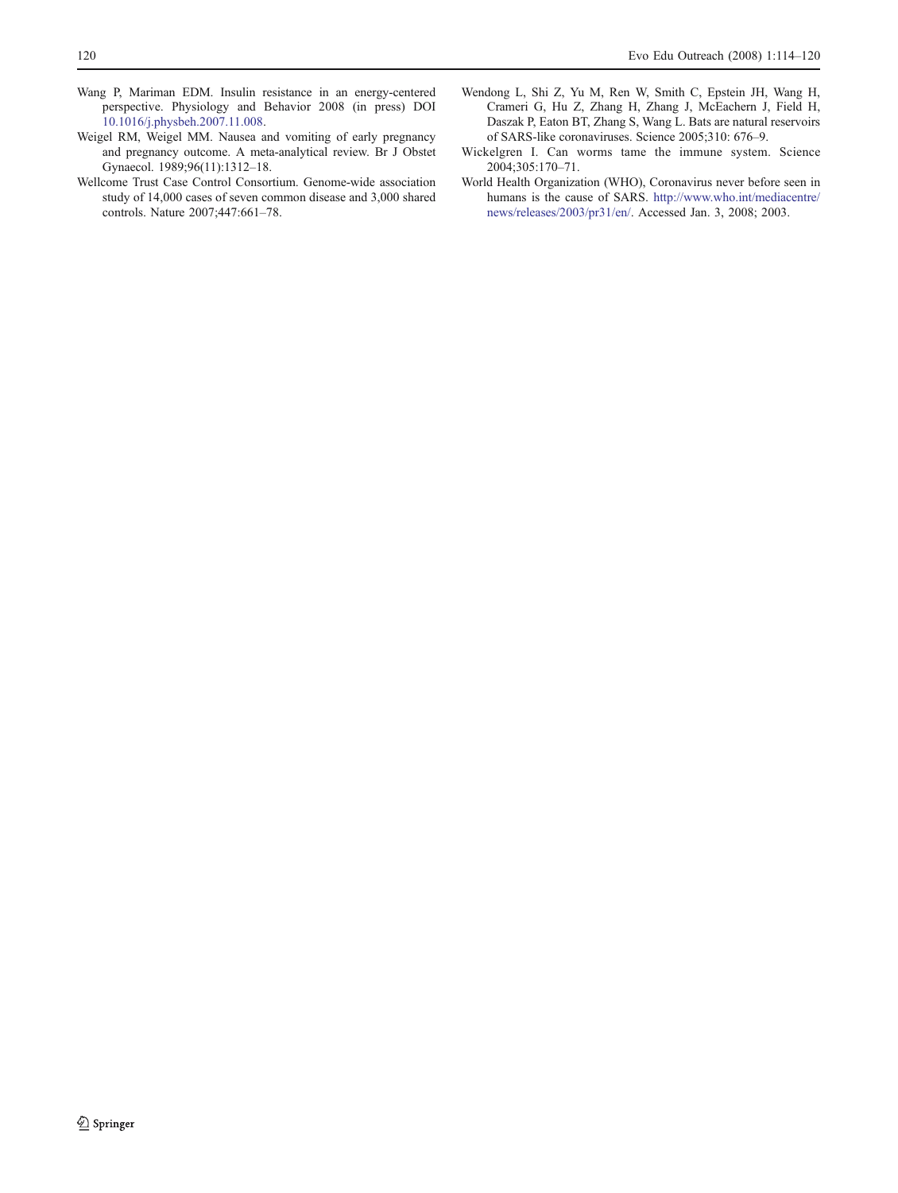Wang P, Mariman EDM. Insulin resistance in an energy-centered perspective. Physiology and Behavior 2008 (in press) DOI 10.1016/j.physbeh.2007.11.008.

Weigel RM, Weigel MM. Nausea and vomiting of early pregnancy and pregnancy outcome. A meta-analytical review. Br J Obstet Gynaecol. 1989;96(11):1312–18.

Wellcome Trust Case Control Consortium. Genome-wide association study of 14,000 cases of seven common disease and 3,000 shared controls. Nature 2007;447:661–78.

Wendong L, Shi Z, Yu M, Ren W, Smith C, Epstein JH, Wang H, Crameri G, Hu Z, Zhang H, Zhang J, McEachern J, Field H, Daszak P, Eaton BT, Zhang S, Wang L. Bats are natural reservoirs of SARS-like coronaviruses. Science 2005;310: 676–9.

Wickelgren I. Can worms tame the immune system. Science 2004;305:170–71.

World Health Organization (WHO), Coronavirus never before seen in humans is the cause of SARS. http://www.who.int/mediacentre/news/releases/2003/pr31/en/. Accessed Jan. 3, 2008; 2003.